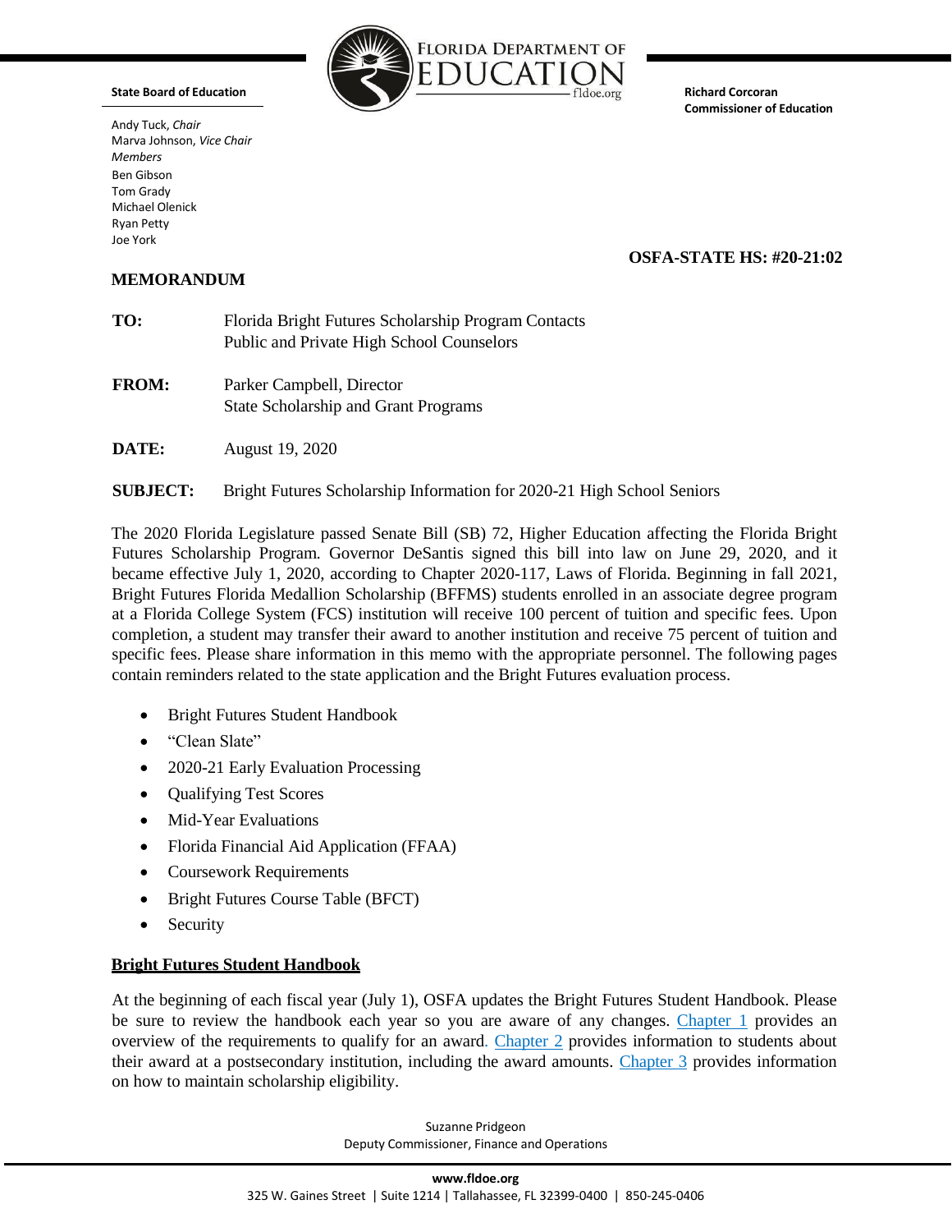**State Board of Education**

Andy Tuck, *Chair*
Marva Johnson, *Vice Chair*
*Members*
Ben Gibson
Tom Grady
Michael Olenick
Ryan Petty
Joe York

FLORIDA DEPARTMENT OF EDUCATION
fldoe.org

**Richard Corcoran**
**Commissioner of Education**

**OSFA-STATE HS: #20-21:02**

## MEMORANDUM

**TO:** Florida Bright Futures Scholarship Program Contacts
Public and Private High School Counselors

**FROM:** Parker Campbell, Director
State Scholarship and Grant Programs

**DATE:** August 19, 2020

**SUBJECT:** Bright Futures Scholarship Information for 2020-21 High School Seniors

The 2020 Florida Legislature passed Senate Bill (SB) 72, Higher Education affecting the Florida Bright Futures Scholarship Program. Governor DeSantis signed this bill into law on June 29, 2020, and it became effective July 1, 2020, according to Chapter 2020-117, Laws of Florida. Beginning in fall 2021, Bright Futures Florida Medallion Scholarship (BFFMS) students enrolled in an associate degree program at a Florida College System (FCS) institution will receive 100 percent of tuition and specific fees. Upon completion, a student may transfer their award to another institution and receive 75 percent of tuition and specific fees. Please share information in this memo with the appropriate personnel. The following pages contain reminders related to the state application and the Bright Futures evaluation process.

- Bright Futures Student Handbook
- "Clean Slate"
- 2020-21 Early Evaluation Processing
- Qualifying Test Scores
- Mid-Year Evaluations
- Florida Financial Aid Application (FFAA)
- Coursework Requirements
- Bright Futures Course Table (BFCT)
- Security

### Bright Futures Student Handbook

At the beginning of each fiscal year (July 1), OSFA updates the Bright Futures Student Handbook. Please be sure to review the handbook each year so you are aware of any changes. Chapter 1 provides an overview of the requirements to qualify for an award. Chapter 2 provides information to students about their award at a postsecondary institution, including the award amounts. Chapter 3 provides information on how to maintain scholarship eligibility.

Suzanne Pridgeon
Deputy Commissioner, Finance and Operations

**www.fldoe.org**
325 W. Gaines Street | Suite 1214 | Tallahassee, FL 32399-0400 | 850-245-0406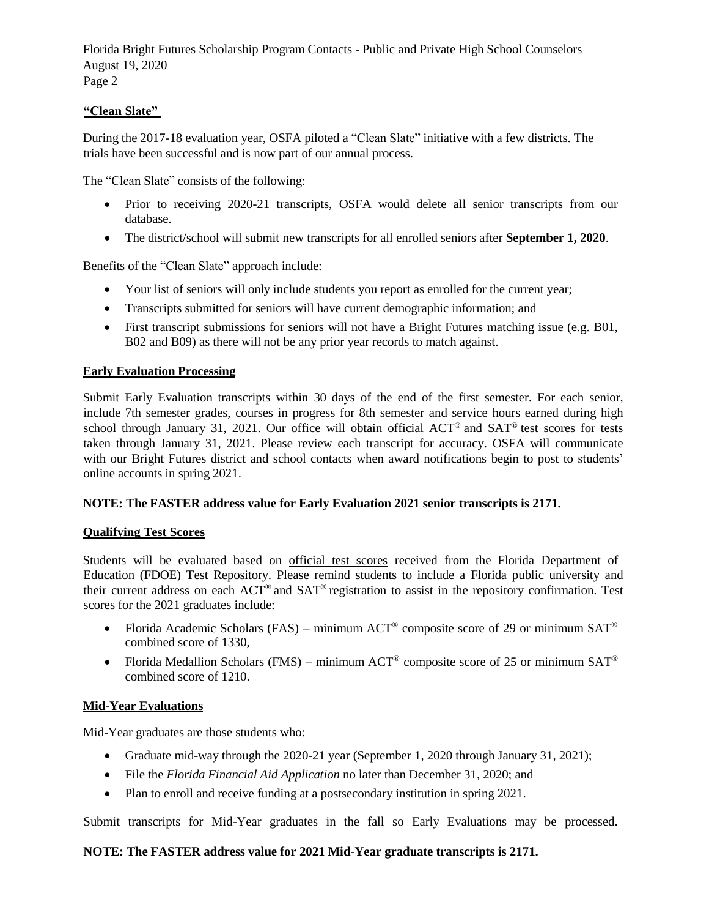## **"Clean Slate"**

During the 2017-18 evaluation year, OSFA piloted a "Clean Slate" initiative with a few districts. The trials have been successful and is now part of our annual process.

The "Clean Slate" consists of the following:

- Prior to receiving 2020-21 transcripts, OSFA would delete all senior transcripts from our database.
- The district/school will submit new transcripts for all enrolled seniors after **September 1, 2020**.

Benefits of the "Clean Slate" approach include:

- Your list of seniors will only include students you report as enrolled for the current year;
- Transcripts submitted for seniors will have current demographic information; and
- First transcript submissions for seniors will not have a Bright Futures matching issue (e.g. B01, B02 and B09) as there will not be any prior year records to match against.

## **Early Evaluation Processing**

Submit Early Evaluation transcripts within 30 days of the end of the first semester. For each senior, include 7th semester grades, courses in progress for 8th semester and service hours earned during high school through January 31, 2021. Our office will obtain official ACT® and SAT® test scores for tests taken through January 31, 2021. Please review each transcript for accuracy. OSFA will communicate with our Bright Futures district and school contacts when award notifications begin to post to students' online accounts in spring 2021.

**NOTE: The FASTER address value for Early Evaluation 2021 senior transcripts is 2171.**

## **Qualifying Test Scores**

Students will be evaluated based on official test scores received from the Florida Department of Education (FDOE) Test Repository. Please remind students to include a Florida public university and their current address on each ACT® and SAT® registration to assist in the repository confirmation. Test scores for the 2021 graduates include:

- Florida Academic Scholars (FAS) – minimum ACT® composite score of 29 or minimum SAT® combined score of 1330,
- Florida Medallion Scholars (FMS) – minimum ACT® composite score of 25 or minimum SAT® combined score of 1210.

## **Mid-Year Evaluations**

Mid-Year graduates are those students who:

- Graduate mid-way through the 2020-21 year (September 1, 2020 through January 31, 2021);
- File the *Florida Financial Aid Application* no later than December 31, 2020; and
- Plan to enroll and receive funding at a postsecondary institution in spring 2021.

Submit transcripts for Mid-Year graduates in the fall so Early Evaluations may be processed.

**NOTE: The FASTER address value for 2021 Mid-Year graduate transcripts is 2171.**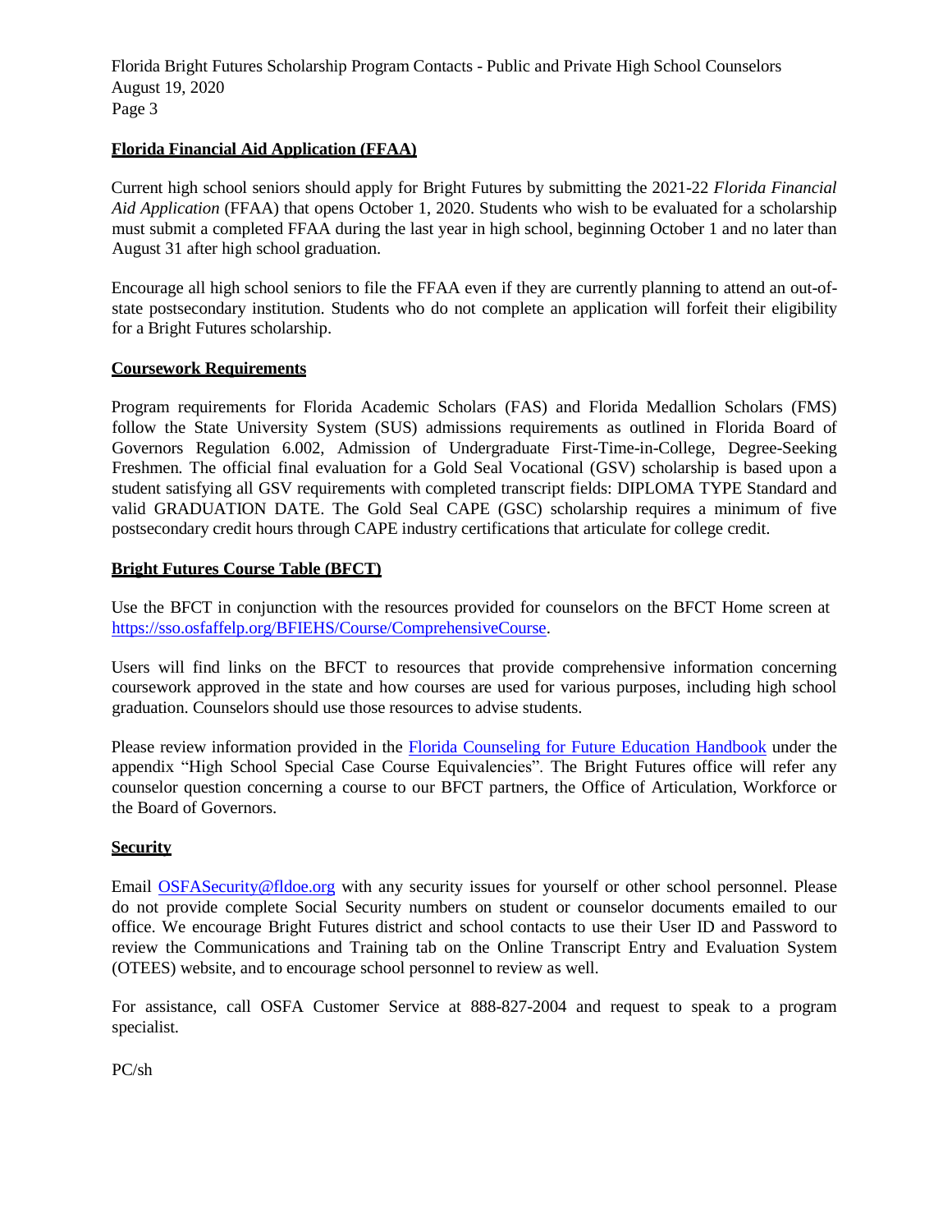## Florida Financial Aid Application (FFAA)

Current high school seniors should apply for Bright Futures by submitting the 2021-22 *Florida Financial Aid Application* (FFAA) that opens October 1, 2020. Students who wish to be evaluated for a scholarship must submit a completed FFAA during the last year in high school, beginning October 1 and no later than August 31 after high school graduation.

Encourage all high school seniors to file the FFAA even if they are currently planning to attend an out-of-state postsecondary institution. Students who do not complete an application will forfeit their eligibility for a Bright Futures scholarship.

## Coursework Requirements

Program requirements for Florida Academic Scholars (FAS) and Florida Medallion Scholars (FMS) follow the State University System (SUS) admissions requirements as outlined in Florida Board of Governors Regulation 6.002, Admission of Undergraduate First-Time-in-College, Degree-Seeking Freshmen*.* The official final evaluation for a Gold Seal Vocational (GSV) scholarship is based upon a student satisfying all GSV requirements with completed transcript fields: DIPLOMA TYPE Standard and valid GRADUATION DATE. The Gold Seal CAPE (GSC) scholarship requires a minimum of five postsecondary credit hours through CAPE industry certifications that articulate for college credit.

## Bright Futures Course Table (BFCT)

Use the BFCT in conjunction with the resources provided for counselors on the BFCT Home screen at [https://sso.osfaffelp.org/BFIEHS/Course/ComprehensiveCourse](https://sso.osfaffelp.org/BFIEHS/Course/ComprehensiveCourse).

Users will find links on the BFCT to resources that provide comprehensive information concerning coursework approved in the state and how courses are used for various purposes, including high school graduation. Counselors should use those resources to advise students.

Please review information provided in the Florida Counseling for Future Education Handbook under the appendix "High School Special Case Course Equivalencies". The Bright Futures office will refer any counselor question concerning a course to our BFCT partners, the Office of Articulation, Workforce or the Board of Governors.

## Security

Email [OSFASecurity@fldoe.org](mailto:OSFASecurity@fldoe.org) with any security issues for yourself or other school personnel. Please do not provide complete Social Security numbers on student or counselor documents emailed to our office. We encourage Bright Futures district and school contacts to use their User ID and Password to review the Communications and Training tab on the Online Transcript Entry and Evaluation System (OTEES) website, and to encourage school personnel to review as well.

For assistance, call OSFA Customer Service at 888-827-2004 and request to speak to a program specialist.

PC/sh